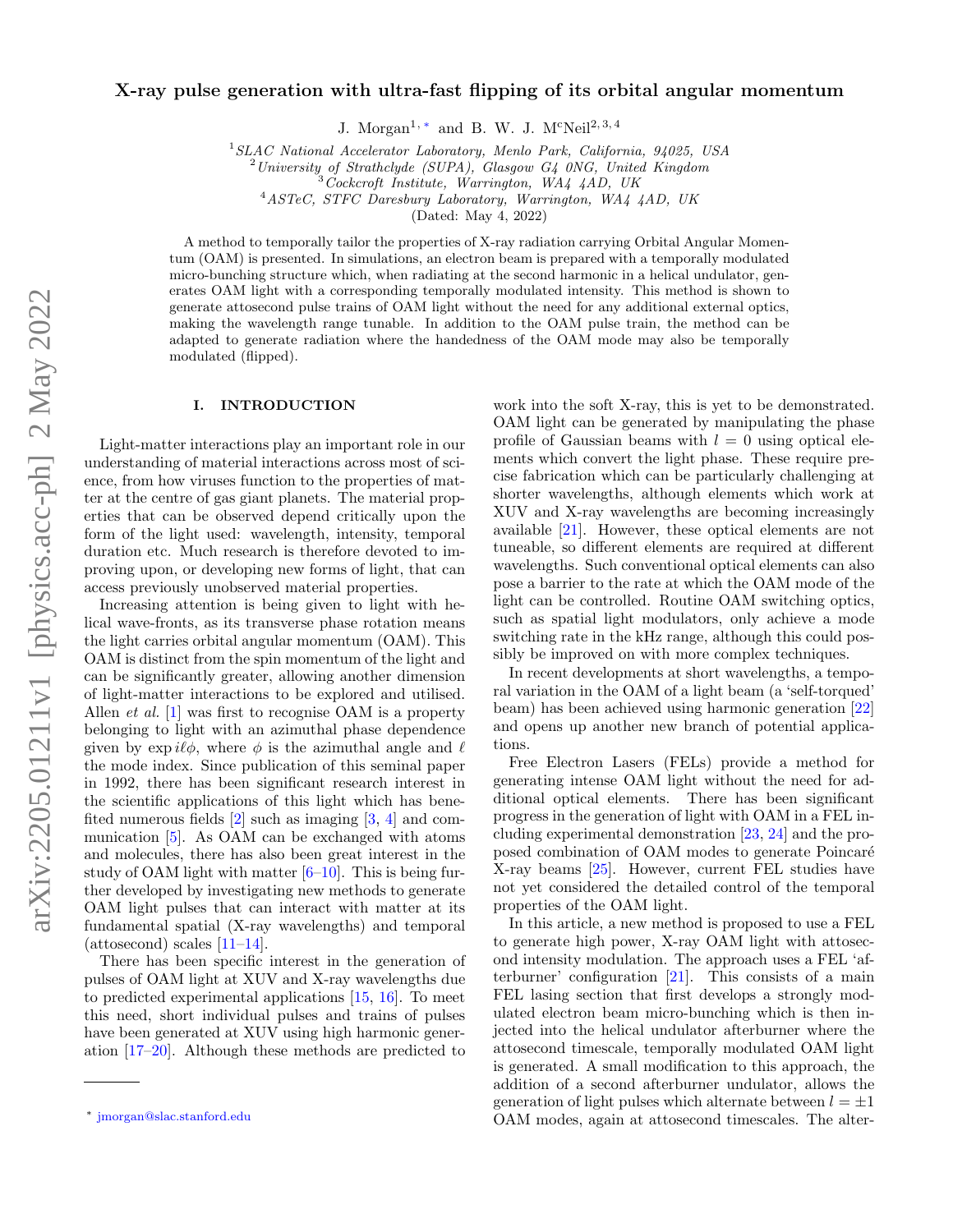# X-ray pulse generation with ultra-fast flipping of its orbital angular momentum

J. Morgan[1,*] and B. W. J. McNeil[2,3,4]

[1] SLAC National Accelerator Laboratory, Menlo Park, California, 94025, USA
[2] University of Strathclyde (SUPA), Glasgow G4 0NG, United Kingdom
[3] Cockcroft Institute, Warrington, WA4 4AD, UK
[4] ASTeC, STFC Daresbury Laboratory, Warrington, WA4 4AD, UK

(Dated: May 4, 2022)

A method to temporally tailor the properties of X-ray radiation carrying Orbital Angular Momentum (OAM) is presented. In simulations, an electron beam is prepared with a temporally modulated micro-bunching structure which, when radiating at the second harmonic in a helical undulator, generates OAM light with a corresponding temporally modulated intensity. This method is shown to generate attosecond pulse trains of OAM light without the need for any additional external optics, making the wavelength range tunable. In addition to the OAM pulse train, the method can be adapted to generate radiation where the handedness of the OAM mode may also be temporally modulated (flipped).

## I. INTRODUCTION

Light-matter interactions play an important role in our understanding of material interactions across most of science, from how viruses function to the properties of matter at the centre of gas giant planets. The material properties that can be observed depend critically upon the form of the light used: wavelength, intensity, temporal duration etc. Much research is therefore devoted to improving upon, or developing new forms of light, that can access previously unobserved material properties.

Increasing attention is being given to light with helical wave-fronts, as its transverse phase rotation means the light carries orbital angular momentum (OAM). This OAM is distinct from the spin momentum of the light and can be significantly greater, allowing another dimension of light-matter interactions to be explored and utilised. Allen *et al.* [1] was first to recognise OAM is a property belonging to light with an azimuthal phase dependence given by $\exp i\ell\phi$, where $\phi$ is the azimuthal angle and $\ell$ the mode index. Since publication of this seminal paper in 1992, there has been significant research interest in the scientific applications of this light which has benefited numerous fields [2] such as imaging [3, 4] and communication [5]. As OAM can be exchanged with atoms and molecules, there has also been great interest in the study of OAM light with matter [6–10]. This is being further developed by investigating new methods to generate OAM light pulses that can interact with matter at its fundamental spatial (X-ray wavelengths) and temporal (attosecond) scales [11–14].

There has been specific interest in the generation of pulses of OAM light at XUV and X-ray wavelengths due to predicted experimental applications [15, 16]. To meet this need, short individual pulses and trains of pulses have been generated at XUV using high harmonic generation [17–20]. Although these methods are predicted to work into the soft X-ray, this is yet to be demonstrated. OAM light can be generated by manipulating the phase profile of Gaussian beams with $l = 0$ using optical elements which convert the light phase. These require precise fabrication which can be particularly challenging at shorter wavelengths, although elements which work at XUV and X-ray wavelengths are becoming increasingly available [21]. However, these optical elements are not tuneable, so different elements are required at different wavelengths. Such conventional optical elements can also pose a barrier to the rate at which the OAM mode of the light can be controlled. Routine OAM switching optics, such as spatial light modulators, only achieve a mode switching rate in the kHz range, although this could possibly be improved on with more complex techniques.

In recent developments at short wavelengths, a temporal variation in the OAM of a light beam (a 'self-torqued' beam) has been achieved using harmonic generation [22] and opens up another new branch of potential applications.

Free Electron Lasers (FELs) provide a method for generating intense OAM light without the need for additional optical elements. There has been significant progress in the generation of light with OAM in a FEL including experimental demonstration [23, 24] and the proposed combination of OAM modes to generate Poincaré X-ray beams [25]. However, current FEL studies have not yet considered the detailed control of the temporal properties of the OAM light.

In this article, a new method is proposed to use a FEL to generate high power, X-ray OAM light with attosecond intensity modulation. The approach uses a FEL 'afterburner' configuration [21]. This consists of a main FEL lasing section that first develops a strongly modulated electron beam micro-bunching which is then injected into the helical undulator afterburner where the attosecond timescale, temporally modulated OAM light is generated. A small modification to this approach, the addition of a second afterburner undulator, allows the generation of light pulses which alternate between $l = \pm 1$ OAM modes, again at attosecond timescales. The alter-

* jmorgan@slac.stanford.edu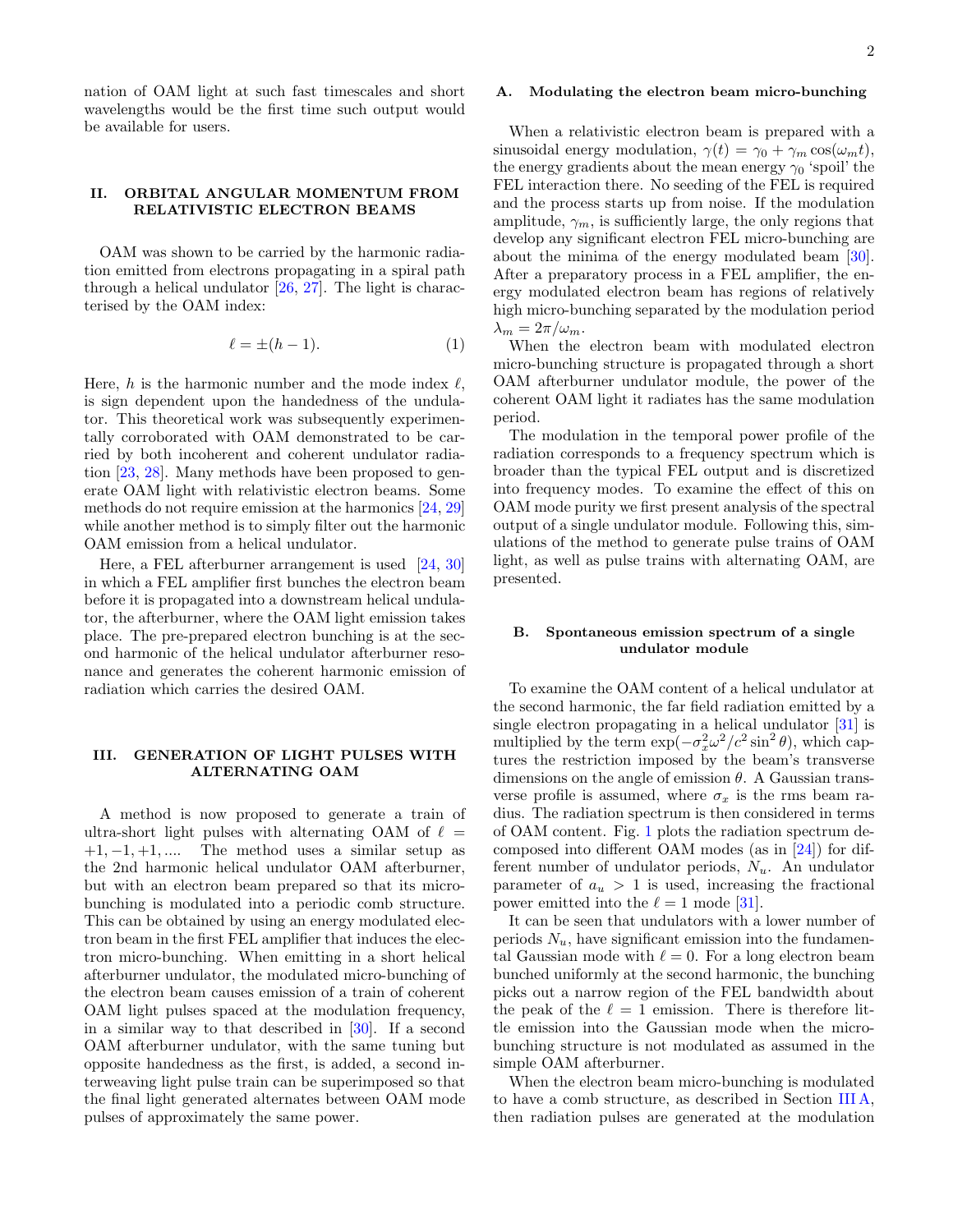nation of OAM light at such fast timescales and short wavelengths would be the first time such output would be available for users.

## II. ORBITAL ANGULAR MOMENTUM FROM RELATIVISTIC ELECTRON BEAMS

OAM was shown to be carried by the harmonic radiation emitted from electrons propagating in a spiral path through a helical undulator [26, 27]. The light is characterised by the OAM index:

$$\ell = \pm(h-1). \tag{1}$$

Here, $h$ is the harmonic number and the mode index $\ell$, is sign dependent upon the handedness of the undulator. This theoretical work was subsequently experimentally corroborated with OAM demonstrated to be carried by both incoherent and coherent undulator radiation [23, 28]. Many methods have been proposed to generate OAM light with relativistic electron beams. Some methods do not require emission at the harmonics [24, 29] while another method is to simply filter out the harmonic OAM emission from a helical undulator.

Here, a FEL afterburner arrangement is used [24, 30] in which a FEL amplifier first bunches the electron beam before it is propagated into a downstream helical undulator, the afterburner, where the OAM light emission takes place. The pre-prepared electron bunching is at the second harmonic of the helical undulator afterburner resonance and generates the coherent harmonic emission of radiation which carries the desired OAM.

## III. GENERATION OF LIGHT PULSES WITH ALTERNATING OAM

A method is now proposed to generate a train of ultra-short light pulses with alternating OAM of $\ell = +1, -1, +1, ....$ The method uses a similar setup as the 2nd harmonic helical undulator OAM afterburner, but with an electron beam prepared so that its micro-bunching is modulated into a periodic comb structure. This can be obtained by using an energy modulated electron beam in the first FEL amplifier that induces the electron micro-bunching. When emitting in a short helical afterburner undulator, the modulated micro-bunching of the electron beam causes emission of a train of coherent OAM light pulses spaced at the modulation frequency, in a similar way to that described in [30]. If a second OAM afterburner undulator, with the same tuning but opposite handedness as the first, is added, a second interweaving light pulse train can be superimposed so that the final light generated alternates between OAM mode pulses of approximately the same power.

### A. Modulating the electron beam micro-bunching

When a relativistic electron beam is prepared with a sinusoidal energy modulation, $\gamma(t) = \gamma_0 + \gamma_m \cos(\omega_m t)$, the energy gradients about the mean energy $\gamma_0$ 'spoil' the FEL interaction there. No seeding of the FEL is required and the process starts up from noise. If the modulation amplitude, $\gamma_m$, is sufficiently large, the only regions that develop any significant electron FEL micro-bunching are about the minima of the energy modulated beam [30]. After a preparatory process in a FEL amplifier, the energy modulated electron beam has regions of relatively high micro-bunching separated by the modulation period $\lambda_m = 2\pi/\omega_m$.

When the electron beam with modulated electron micro-bunching structure is propagated through a short OAM afterburner undulator module, the power of the coherent OAM light it radiates has the same modulation period.

The modulation in the temporal power profile of the radiation corresponds to a frequency spectrum which is broader than the typical FEL output and is discretized into frequency modes. To examine the effect of this on OAM mode purity we first present analysis of the spectral output of a single undulator module. Following this, simulations of the method to generate pulse trains of OAM light, as well as pulse trains with alternating OAM, are presented.

### B. Spontaneous emission spectrum of a single undulator module

To examine the OAM content of a helical undulator at the second harmonic, the far field radiation emitted by a single electron propagating in a helical undulator [31] is multiplied by the term $\exp(-\sigma_x^2\omega^2/c^2 \sin^2\theta)$, which captures the restriction imposed by the beam's transverse dimensions on the angle of emission $\theta$. A Gaussian transverse profile is assumed, where $\sigma_x$ is the rms beam radius. The radiation spectrum is then considered in terms of OAM content. Fig. 1 plots the radiation spectrum decomposed into different OAM modes (as in [24]) for different number of undulator periods, $N_u$. An undulator parameter of $a_u > 1$ is used, increasing the fractional power emitted into the $\ell = 1$ mode [31].

It can be seen that undulators with a lower number of periods $N_u$, have significant emission into the fundamental Gaussian mode with $\ell = 0$. For a long electron beam bunched uniformly at the second harmonic, the bunching picks out a narrow region of the FEL bandwidth about the peak of the $\ell = 1$ emission. There is therefore little emission into the Gaussian mode when the micro-bunching structure is not modulated as assumed in the simple OAM afterburner.

When the electron beam micro-bunching is modulated to have a comb structure, as described in Section III A, then radiation pulses are generated at the modulation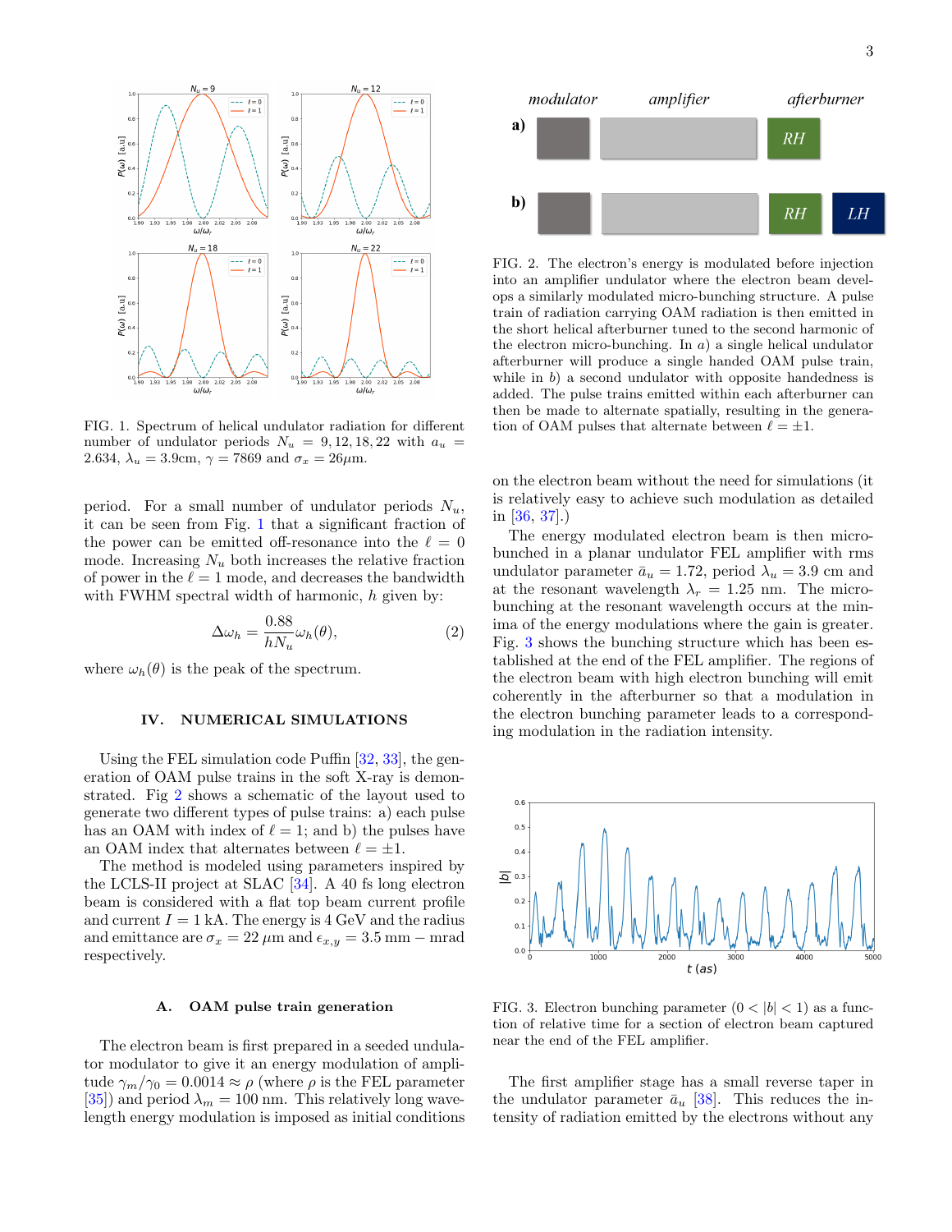FIG. 1. Spectrum of helical undulator radiation for different number of undulator periods $N_u = 9, 12, 18, 22$ with $a_u = 2.634$, $\lambda_u = 3.9$cm, $\gamma = 7869$ and $\sigma_x = 26\mu$m.

period. For a small number of undulator periods $N_u$, it can be seen from Fig. 1 that a significant fraction of the power can be emitted off-resonance into the $\ell = 0$ mode. Increasing $N_u$ both increases the relative fraction of power in the $\ell = 1$ mode, and decreases the bandwidth with FWHM spectral width of harmonic, $h$ given by:

$$\Delta\omega_h = \frac{0.88}{hN_u}\omega_h(\theta), \tag{2}$$

where $\omega_h(\theta)$ is the peak of the spectrum.

## IV. NUMERICAL SIMULATIONS

Using the FEL simulation code Puffin [32, 33], the generation of OAM pulse trains in the soft X-ray is demonstrated. Fig 2 shows a schematic of the layout used to generate two different types of pulse trains: a) each pulse has an OAM with index of $\ell = 1$; and b) the pulses have an OAM index that alternates between $\ell = \pm 1$.

The method is modeled using parameters inspired by the LCLS-II project at SLAC [34]. A 40 fs long electron beam is considered with a flat top beam current profile and current $I = 1$ kA. The energy is 4 GeV and the radius and emittance are $\sigma_x = 22$ $\mu$m and $\epsilon_{x,y} = 3.5$ mm − mrad respectively.

### A. OAM pulse train generation

The electron beam is first prepared in a seeded undulator modulator to give it an energy modulation of amplitude $\gamma_m/\gamma_0 = 0.0014 \approx \rho$ (where $\rho$ is the FEL parameter [35]) and period $\lambda_m = 100$ nm. This relatively long wavelength energy modulation is imposed as initial conditions on the electron beam without the need for simulations (it is relatively easy to achieve such modulation as detailed in [36, 37].)

FIG. 2. The electron's energy is modulated before injection into an amplifier undulator where the electron beam develops a similarly modulated micro-bunching structure. A pulse train of radiation carrying OAM radiation is then emitted in the short helical afterburner tuned to the second harmonic of the electron micro-bunching. In $a)$ a single helical undulator afterburner will produce a single handed OAM pulse train, while in $b)$ a second undulator with opposite handedness is added. The pulse trains emitted within each afterburner can then be made to alternate spatially, resulting in the generation of OAM pulses that alternate between $\ell = \pm 1$.

The energy modulated electron beam is then microbunched in a planar undulator FEL amplifier with rms undulator parameter $\bar{a}_u = 1.72$, period $\lambda_u = 3.9$ cm and at the resonant wavelength $\lambda_r = 1.25$ nm. The microbunching at the resonant wavelength occurs at the minima of the energy modulations where the gain is greater. Fig. 3 shows the bunching structure which has been established at the end of the FEL amplifier. The regions of the electron beam with high electron bunching will emit coherently in the afterburner so that a modulation in the electron bunching parameter leads to a corresponding modulation in the radiation intensity.

FIG. 3. Electron bunching parameter ($0 < |b| < 1$) as a function of relative time for a section of electron beam captured near the end of the FEL amplifier.

The first amplifier stage has a small reverse taper in the undulator parameter $\bar{a}_u$ [38]. This reduces the intensity of radiation emitted by the electrons without any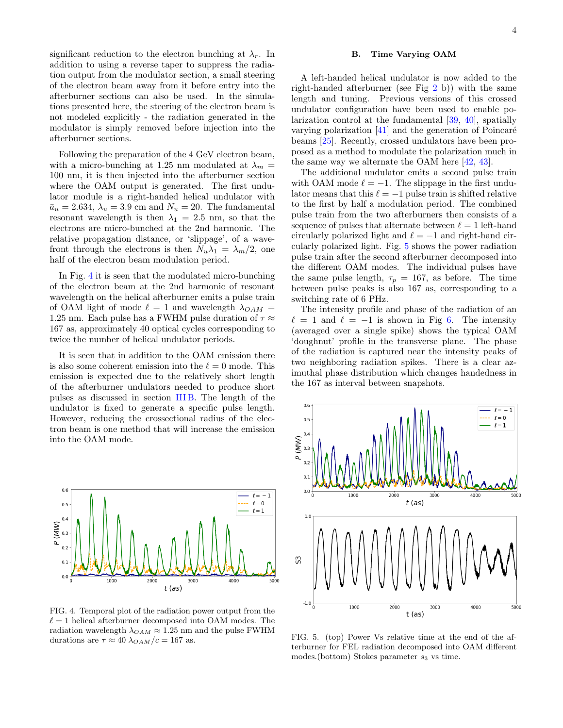significant reduction to the electron bunching at $\lambda_r$. In addition to using a reverse taper to suppress the radiation output from the modulator section, a small steering of the electron beam away from it before entry into the afterburner sections can also be used. In the simulations presented here, the steering of the electron beam is not modeled explicitly - the radiation generated in the modulator is simply removed before injection into the afterburner sections.

Following the preparation of the 4 GeV electron beam, with a micro-bunching at 1.25 nm modulated at $\lambda_m = 100$ nm, it is then injected into the afterburner section where the OAM output is generated. The first undulator module is a right-handed helical undulator with $\bar{a}_u = 2.634$, $\lambda_u = 3.9$ cm and $N_u = 20$. The fundamental resonant wavelength is then $\lambda_1 = 2.5$ nm, so that the electrons are micro-bunched at the 2nd harmonic. The relative propagation distance, or 'slippage', of a wavefront through the electrons is then $N_u\lambda_1 = \lambda_m/2$, one half of the electron beam modulation period.

In Fig. 4 it is seen that the modulated micro-bunching of the electron beam at the 2nd harmonic of resonant wavelength on the helical afterburner emits a pulse train of OAM light of mode $\ell = 1$ and wavelength $\lambda_{OAM} = 1.25$ nm. Each pulse has a FWHM pulse duration of $\tau \approx 167$ as, approximately 40 optical cycles corresponding to twice the number of helical undulator periods.

It is seen that in addition to the OAM emission there is also some coherent emission into the $\ell = 0$ mode. This emission is expected due to the relatively short length of the afterburner undulators needed to produce short pulses as discussed in section III B. The length of the undulator is fixed to generate a specific pulse length. However, reducing the crossectional radius of the electron beam is one method that will increase the emission into the OAM mode.

FIG. 4. Temporal plot of the radiation power output from the $\ell = 1$ helical afterburner decomposed into OAM modes. The radiation wavelength $\lambda_{OAM} \approx 1.25$ nm and the pulse FWHM durations are $\tau \approx 40\ \lambda_{OAM}/c = 167$ as.

## B. Time Varying OAM

A left-handed helical undulator is now added to the right-handed afterburner (see Fig 2 b)) with the same length and tuning. Previous versions of this crossed undulator configuration have been used to enable polarization control at the fundamental [39, 40], spatially varying polarization [41] and the generation of Poincaré beams [25]. Recently, crossed undulators have been proposed as a method to modulate the polarization much in the same way we alternate the OAM here [42, 43].

The additional undulator emits a second pulse train with OAM mode $\ell = -1$. The slippage in the first undulator means that this $\ell = -1$ pulse train is shifted relative to the first by half a modulation period. The combined pulse train from the two afterburners then consists of a sequence of pulses that alternate between $\ell = 1$ left-hand circularly polarized light and $\ell = -1$ and right-hand circularly polarized light. Fig. 5 shows the power radiation pulse train after the second afterburner decomposed into the different OAM modes. The individual pulses have the same pulse length, $\tau_p = 167$, as before. The time between pulse peaks is also 167 as, corresponding to a switching rate of 6 PHz.

The intensity profile and phase of the radiation of an $\ell = 1$ and $\ell = -1$ is shown in Fig 6. The intensity (averaged over a single spike) shows the typical OAM 'doughnut' profile in the transverse plane. The phase of the radiation is captured near the intensity peaks of two neighboring radiation spikes. There is a clear azimuthal phase distribution which changes handedness in the 167 as interval between snapshots.

FIG. 5. (top) Power Vs relative time at the end of the afterburner for FEL radiation decomposed into OAM different modes.(bottom) Stokes parameter $s_3$ vs time.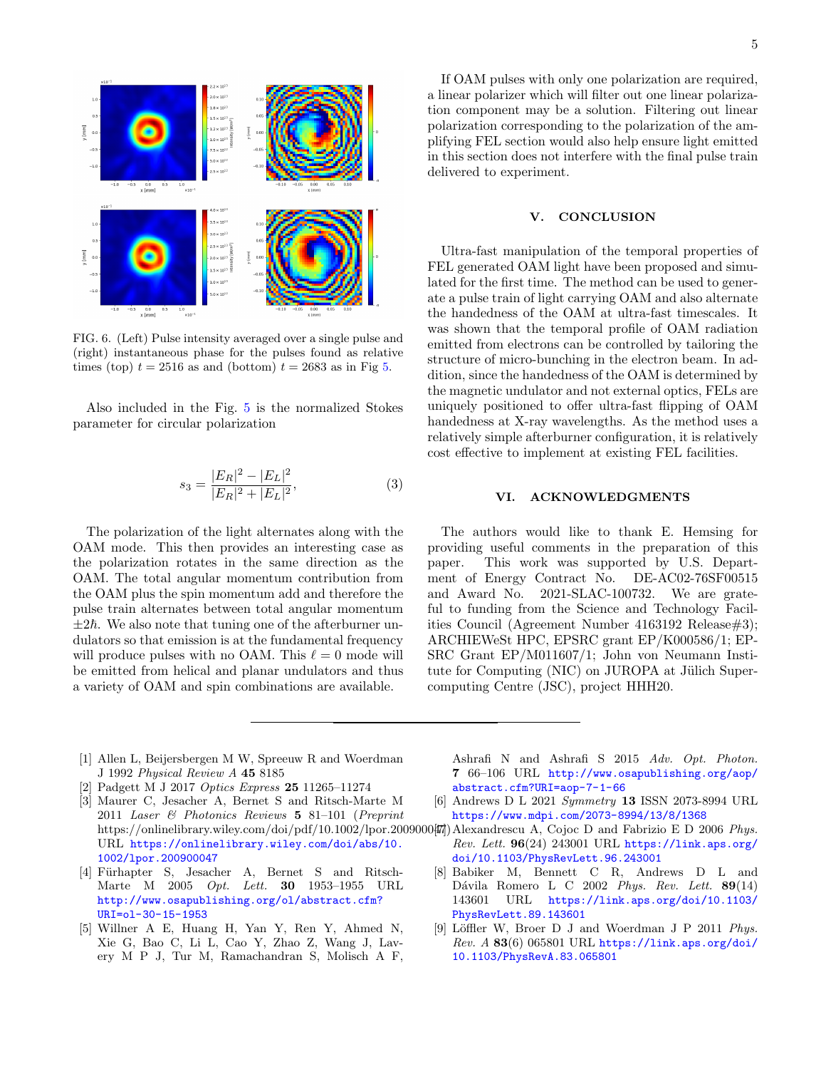FIG. 6. (Left) Pulse intensity averaged over a single pulse and (right) instantaneous phase for the pulses found as relative times (top) $t = 2516$ as and (bottom) $t = 2683$ as in Fig 5.

Also included in the Fig. 5 is the normalized Stokes parameter for circular polarization

$$s_3 = \frac{|E_R|^2 - |E_L|^2}{|E_R|^2 + |E_L|^2}, \tag{3}$$

The polarization of the light alternates along with the OAM mode. This then provides an interesting case as the polarization rotates in the same direction as the OAM. The total angular momentum contribution from the OAM plus the spin momentum add and therefore the pulse train alternates between total angular momentum $\pm 2\hbar$. We also note that tuning one of the afterburner undulators so that emission is at the fundamental frequency will produce pulses with no OAM. This $\ell = 0$ mode will be emitted from helical and planar undulators and thus a variety of OAM and spin combinations are available.

If OAM pulses with only one polarization are required, a linear polarizer which will filter out one linear polarization component may be a solution. Filtering out linear polarization corresponding to the polarization of the amplifying FEL section would also help ensure light emitted in this section does not interfere with the final pulse train delivered to experiment.

## V. CONCLUSION

Ultra-fast manipulation of the temporal properties of FEL generated OAM light have been proposed and simulated for the first time. The method can be used to generate a pulse train of light carrying OAM and also alternate the handedness of the OAM at ultra-fast timescales. It was shown that the temporal profile of OAM radiation emitted from electrons can be controlled by tailoring the structure of micro-bunching in the electron beam. In addition, since the handedness of the OAM is determined by the magnetic undulator and not external optics, FELs are uniquely positioned to offer ultra-fast flipping of OAM handedness at X-ray wavelengths. As the method uses a relatively simple afterburner configuration, it is relatively cost effective to implement at existing FEL facilities.

## VI. ACKNOWLEDGMENTS

The authors would like to thank E. Hemsing for providing useful comments in the preparation of this paper. This work was supported by U.S. Department of Energy Contract No. DE-AC02-76SF00515 and Award No. 2021-SLAC-100732. We are grateful to funding from the Science and Technology Facilities Council (Agreement Number 4163192 Release#3); ARCHIEWeSt HPC, EPSRC grant EP/K000586/1; EPSRC Grant EP/M011607/1; John von Neumann Institute for Computing (NIC) on JUROPA at Jülich Supercomputing Centre (JSC), project HHH20.

---

[1] Allen L, Beijersbergen M W, Spreeuw R and Woerdman J 1992 *Physical Review A* **45** 8185

[2] Padgett M J 2017 *Optics Express* **25** 11265–11274

[3] Maurer C, Jesacher A, Bernet S and Ritsch-Marte M 2011 *Laser & Photonics Reviews* **5** 81–101 (*Preprint* https://onlinelibrary.wiley.com/doi/pdf/10.1002/lpor.200900047) URL https://onlinelibrary.wiley.com/doi/abs/10.1002/lpor.200900047

[4] Fürhapter S, Jesacher A, Bernet S and Ritsch-Marte M 2005 *Opt. Lett.* **30** 1953–1955 URL http://www.osapublishing.org/ol/abstract.cfm?URI=ol-30-15-1953

[5] Willner A E, Huang H, Yan Y, Ren Y, Ahmed N, Xie G, Bao C, Li L, Cao Y, Zhao Z, Wang J, Lavery M P J, Tur M, Ramachandran S, Molisch A F, Ashrafi N and Ashrafi S 2015 *Adv. Opt. Photon.* **7** 66–106 URL http://www.osapublishing.org/aop/abstract.cfm?URI=aop-7-1-66

[6] Andrews D L 2021 *Symmetry* **13** ISSN 2073-8994 URL https://www.mdpi.com/2073-8994/13/8/1368

[7] Alexandrescu A, Cojoc D and Fabrizio E D 2006 *Phys. Rev. Lett.* **96**(24) 243001 URL https://link.aps.org/doi/10.1103/PhysRevLett.96.243001

[8] Babiker M, Bennett C R, Andrews D L and Dávila Romero L C 2002 *Phys. Rev. Lett.* **89**(14) 143601 URL https://link.aps.org/doi/10.1103/PhysRevLett.89.143601

[9] Löffler W, Broer D J and Woerdman J P 2011 *Phys. Rev. A* **83**(6) 065801 URL https://link.aps.org/doi/10.1103/PhysRevA.83.065801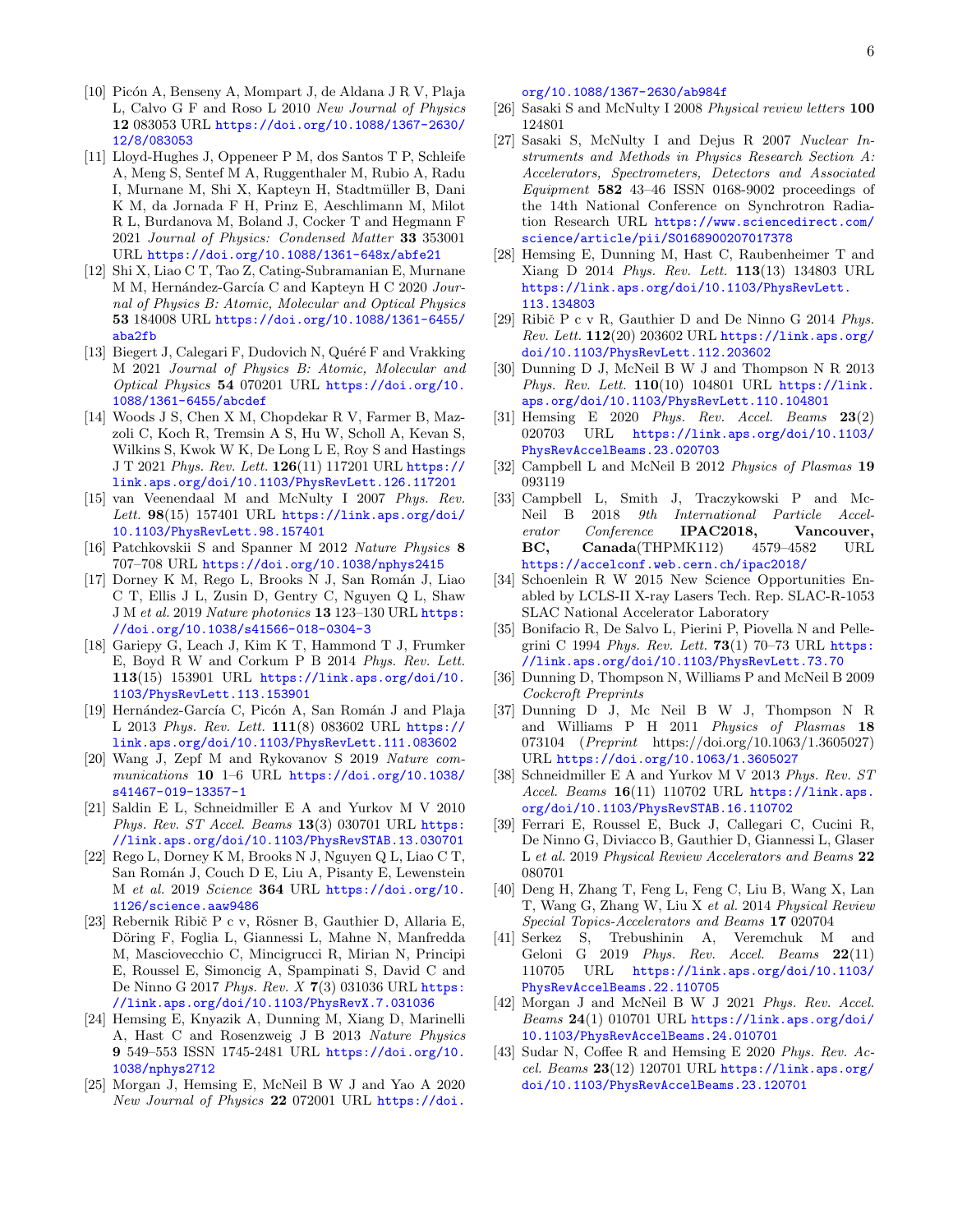[10] Picón A, Benseny A, Mompart J, de Aldana J R V, Plaja L, Calvo G F and Roso L 2010 *New Journal of Physics* **12** 083053 URL https://doi.org/10.1088/1367-2630/12/8/083053

[11] Lloyd-Hughes J, Oppeneer P M, dos Santos T P, Schleife A, Meng S, Sentef M A, Ruggenthaler M, Rubio A, Radu I, Murnane M, Shi X, Kapteyn H, Stadtmüller B, Dani K M, da Jornada F H, Prinz E, Aeschlimann M, Milot R L, Burdanova M, Boland J, Cocker T and Hegmann F 2021 *Journal of Physics: Condensed Matter* **33** 353001 URL https://doi.org/10.1088/1361-648x/abfe21

[12] Shi X, Liao C T, Tao Z, Cating-Subramanian E, Murnane M M, Hernández-García C and Kapteyn H C 2020 *Journal of Physics B: Atomic, Molecular and Optical Physics* **53** 184008 URL https://doi.org/10.1088/1361-6455/aba2fb

[13] Biegert J, Calegari F, Dudovich N, Quéré F and Vrakking M 2021 *Journal of Physics B: Atomic, Molecular and Optical Physics* **54** 070201 URL https://doi.org/10.1088/1361-6455/abcdef

[14] Woods J S, Chen X M, Chopdekar R V, Farmer B, Mazzoli C, Koch R, Tremsin A S, Hu W, Scholl A, Kevan S, Wilkins S, Kwok W K, De Long L E, Roy S and Hastings J T 2021 *Phys. Rev. Lett.* **126**(11) 117201 URL https://link.aps.org/doi/10.1103/PhysRevLett.126.117201

[15] van Veenendaal M and McNulty I 2007 *Phys. Rev. Lett.* **98**(15) 157401 URL https://link.aps.org/doi/10.1103/PhysRevLett.98.157401

[16] Patchkovskii S and Spanner M 2012 *Nature Physics* **8** 707–708 URL https://doi.org/10.1038/nphys2415

[17] Dorney K M, Rego L, Brooks N J, San Román J, Liao C T, Ellis J L, Zusin D, Gentry C, Nguyen Q L, Shaw J M *et al.* 2019 *Nature photonics* **13** 123–130 URL https://doi.org/10.1038/s41566-018-0304-3

[18] Gariepy G, Leach J, Kim K T, Hammond T J, Frumker E, Boyd R W and Corkum P B 2014 *Phys. Rev. Lett.* **113**(15) 153901 URL https://link.aps.org/doi/10.1103/PhysRevLett.113.153901

[19] Hernández-García C, Picón A, San Román J and Plaja L 2013 *Phys. Rev. Lett.* **111**(8) 083602 URL https://link.aps.org/doi/10.1103/PhysRevLett.111.083602

[20] Wang J, Zepf M and Rykovanov S 2019 *Nature communications* **10** 1–6 URL https://doi.org/10.1038/s41467-019-13357-1

[21] Saldin E L, Schneidmiller E A and Yurkov M V 2010 *Phys. Rev. ST Accel. Beams* **13**(3) 030701 URL https://link.aps.org/doi/10.1103/PhysRevSTAB.13.030701

[22] Rego L, Dorney K M, Brooks N J, Nguyen Q L, Liao C T, San Román J, Couch D E, Liu A, Pisanty E, Lewenstein M *et al.* 2019 *Science* **364** URL https://doi.org/10.1126/science.aaw9486

[23] Rebernik Ribič P c v, Rösner B, Gauthier D, Allaria E, Döring F, Foglia L, Giannessi L, Mahne N, Manfredda M, Masciovecchio C, Mincigrucci R, Mirian N, Principi E, Roussel E, Simoncig A, Spampinati S, David C and De Ninno G 2017 *Phys. Rev. X* **7**(3) 031036 URL https://link.aps.org/doi/10.1103/PhysRevX.7.031036

[24] Hemsing E, Knyazik A, Dunning M, Xiang D, Marinelli A, Hast C and Rosenzweig J B 2013 *Nature Physics* **9** 549–553 ISSN 1745-2481 URL https://doi.org/10.1038/nphys2712

[25] Morgan J, Hemsing E, McNeil B W J and Yao A 2020 *New Journal of Physics* **22** 072001 URL https://doi.org/10.1088/1367-2630/ab984f

[26] Sasaki S and McNulty I 2008 *Physical review letters* **100** 124801

[27] Sasaki S, McNulty I and Dejus R 2007 *Nuclear Instruments and Methods in Physics Research Section A: Accelerators, Spectrometers, Detectors and Associated Equipment* **582** 43–46 ISSN 0168-9002 proceedings of the 14th National Conference on Synchrotron Radiation Research URL https://www.sciencedirect.com/science/article/pii/S0168900207017378

[28] Hemsing E, Dunning M, Hast C, Raubenheimer T and Xiang D 2014 *Phys. Rev. Lett.* **113**(13) 134803 URL https://link.aps.org/doi/10.1103/PhysRevLett.113.134803

[29] Ribič P c v R, Gauthier D and De Ninno G 2014 *Phys. Rev. Lett.* **112**(20) 203602 URL https://link.aps.org/doi/10.1103/PhysRevLett.112.203602

[30] Dunning D J, McNeil B W J and Thompson N R 2013 *Phys. Rev. Lett.* **110**(10) 104801 URL https://link.aps.org/doi/10.1103/PhysRevLett.110.104801

[31] Hemsing E 2020 *Phys. Rev. Accel. Beams* **23**(2) 020703 URL https://link.aps.org/doi/10.1103/PhysRevAccelBeams.23.020703

[32] Campbell L and McNeil B 2012 *Physics of Plasmas* **19** 093119

[33] Campbell L, Smith J, Traczykowski P and McNeil B 2018 *9th International Particle Accelerator Conference* **IPAC2018, Vancouver, BC, Canada**(THPMK112) 4579–4582 URL https://accelconf.web.cern.ch/ipac2018/

[34] Schoenlein R W 2015 New Science Opportunities Enabled by LCLS-II X-ray Lasers Tech. Rep. SLAC-R-1053 SLAC National Accelerator Laboratory

[35] Bonifacio R, De Salvo L, Pierini P, Piovella N and Pellegrini C 1994 *Phys. Rev. Lett.* **73**(1) 70–73 URL https://link.aps.org/doi/10.1103/PhysRevLett.73.70

[36] Dunning D, Thompson N, Williams P and McNeil B 2009 *Cockcroft Preprints*

[37] Dunning D J, Mc Neil B W J, Thompson N R and Williams P H 2011 *Physics of Plasmas* **18** 073104 (*Preprint* https://doi.org/10.1063/1.3605027) URL https://doi.org/10.1063/1.3605027

[38] Schneidmiller E A and Yurkov M V 2013 *Phys. Rev. ST Accel. Beams* **16**(11) 110702 URL https://link.aps.org/doi/10.1103/PhysRevSTAB.16.110702

[39] Ferrari E, Roussel E, Buck J, Callegari C, Cucini R, De Ninno G, Diviacco B, Gauthier D, Giannessi L, Glaser L *et al.* 2019 *Physical Review Accelerators and Beams* **22** 080701

[40] Deng H, Zhang T, Feng L, Feng C, Liu B, Wang X, Lan T, Wang G, Zhang W, Liu X *et al.* 2014 *Physical Review Special Topics-Accelerators and Beams* **17** 020704

[41] Serkez S, Trebushinin A, Veremchuk M and Geloni G 2019 *Phys. Rev. Accel. Beams* **22**(11) 110705 URL https://link.aps.org/doi/10.1103/PhysRevAccelBeams.22.110705

[42] Morgan J and McNeil B W J 2021 *Phys. Rev. Accel. Beams* **24**(1) 010701 URL https://link.aps.org/doi/10.1103/PhysRevAccelBeams.24.010701

[43] Sudar N, Coffee R and Hemsing E 2020 *Phys. Rev. Accel. Beams* **23**(12) 120701 URL https://link.aps.org/doi/10.1103/PhysRevAccelBeams.23.120701